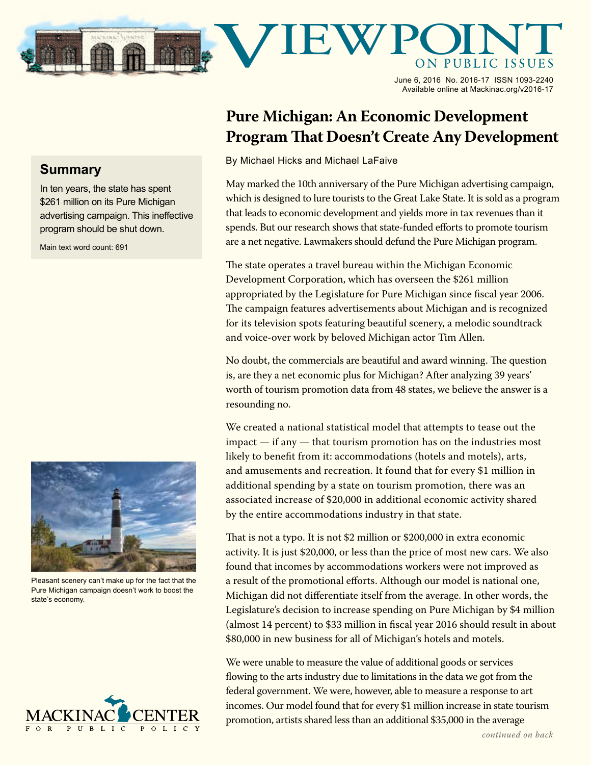# Viewpoint on Public Issues

June 6, 2016 No. 2016-17 ISSN 1093-2240
Available online at Mackinac.org/v2016-17

## Pure Michigan: An Economic Development Program That Doesn't Create Any Development

By Michael Hicks and Michael LaFaive

### Summary

In ten years, the state has spent $261 million on its Pure Michigan advertising campaign. This ineffective program should be shut down.

Main text word count: 691

May marked the 10th anniversary of the Pure Michigan advertising campaign, which is designed to lure tourists to the Great Lake State. It is sold as a program that leads to economic development and yields more in tax revenues than it spends. But our research shows that state-funded efforts to promote tourism are a net negative. Lawmakers should defund the Pure Michigan program.

The state operates a travel bureau within the Michigan Economic Development Corporation, which has overseen the $261 million appropriated by the Legislature for Pure Michigan since fiscal year 2006. The campaign features advertisements about Michigan and is recognized for its television spots featuring beautiful scenery, a melodic soundtrack and voice-over work by beloved Michigan actor Tim Allen.

No doubt, the commercials are beautiful and award winning. The question is, are they a net economic plus for Michigan? After analyzing 39 years' worth of tourism promotion data from 48 states, we believe the answer is a resounding no.

We created a national statistical model that attempts to tease out the impact — if any — that tourism promotion has on the industries most likely to benefit from it: accommodations (hotels and motels), arts, and amusements and recreation. It found that for every $1 million in additional spending by a state on tourism promotion, there was an associated increase of $20,000 in additional economic activity shared by the entire accommodations industry in that state.

That is not a typo. It is not $2 million or $200,000 in extra economic activity. It is just $20,000, or less than the price of most new cars. We also found that incomes by accommodations workers were not improved as a result of the promotional efforts. Although our model is national one, Michigan did not differentiate itself from the average. In other words, the Legislature's decision to increase spending on Pure Michigan by $4 million (almost 14 percent) to $33 million in fiscal year 2016 should result in about $80,000 in new business for all of Michigan's hotels and motels.

Pleasant scenery can't make up for the fact that the Pure Michigan campaign doesn't work to boost the state's economy.

We were unable to measure the value of additional goods or services flowing to the arts industry due to limitations in the data we got from the federal government. We were, however, able to measure a response to art incomes. Our model found that for every $1 million increase in state tourism promotion, artists shared less than an additional $35,000 in the average

*continued on back*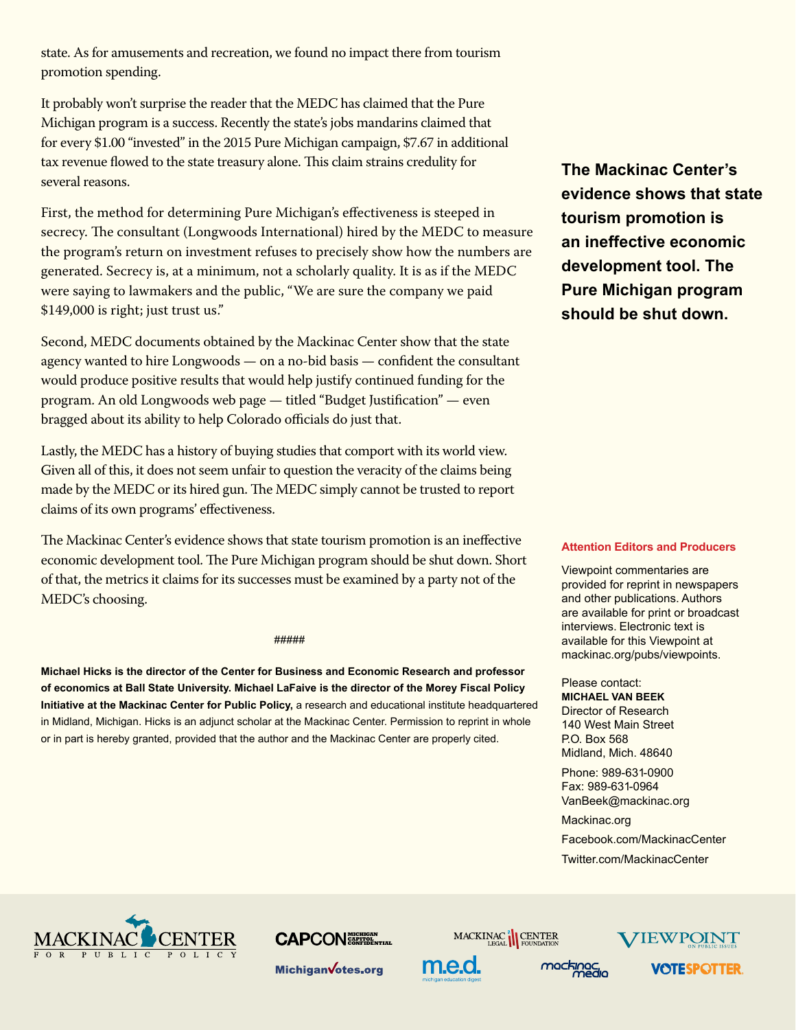state. As for amusements and recreation, we found no impact there from tourism promotion spending.

It probably won't surprise the reader that the MEDC has claimed that the Pure Michigan program is a success. Recently the state's jobs mandarins claimed that for every $1.00 "invested" in the 2015 Pure Michigan campaign, $7.67 in additional tax revenue flowed to the state treasury alone. This claim strains credulity for several reasons.

First, the method for determining Pure Michigan's effectiveness is steeped in secrecy. The consultant (Longwoods International) hired by the MEDC to measure the program's return on investment refuses to precisely show how the numbers are generated. Secrecy is, at a minimum, not a scholarly quality. It is as if the MEDC were saying to lawmakers and the public, "We are sure the company we paid $149,000 is right; just trust us."

Second, MEDC documents obtained by the Mackinac Center show that the state agency wanted to hire Longwoods — on a no-bid basis — confident the consultant would produce positive results that would help justify continued funding for the program. An old Longwoods web page — titled "Budget Justification" — even bragged about its ability to help Colorado officials do just that.

Lastly, the MEDC has a history of buying studies that comport with its world view. Given all of this, it does not seem unfair to question the veracity of the claims being made by the MEDC or its hired gun. The MEDC simply cannot be trusted to report claims of its own programs' effectiveness.

The Mackinac Center's evidence shows that state tourism promotion is an ineffective economic development tool. The Pure Michigan program should be shut down. Short of that, the metrics it claims for its successes must be examined by a party not of the MEDC's choosing.

**The Mackinac Center's evidence shows that state tourism promotion is an ineffective economic development tool. The Pure Michigan program should be shut down.**

#####

**Michael Hicks is the director of the Center for Business and Economic Research and professor of economics at Ball State University. Michael LaFaive is the director of the Morey Fiscal Policy Initiative at the Mackinac Center for Public Policy,** a research and educational institute headquartered in Midland, Michigan. Hicks is an adjunct scholar at the Mackinac Center. Permission to reprint in whole or in part is hereby granted, provided that the author and the Mackinac Center are properly cited.

**Attention Editors and Producers**

Viewpoint commentaries are provided for reprint in newspapers and other publications. Authors are available for print or broadcast interviews. Electronic text is available for this Viewpoint at mackinac.org/pubs/viewpoints.

Please contact:
**MICHAEL VAN BEEK**
Director of Research
140 West Main Street
P.O. Box 568
Midland, Mich. 48640

Phone: 989-631-0900
Fax: 989-631-0964
VanBeek@mackinac.org

Mackinac.org

Facebook.com/MackinacCenter

Twitter.com/MackinacCenter

MACKINAC CENTER FOR PUBLIC POLICY · CAPCON MICHIGAN CAPITOL CONFIDENTIAL · MichiganVotes.org · MACKINAC CENTER LEGAL FOUNDATION · m.e.d. michigan education digest · mackinac media · VIEWPOINT ON PUBLIC ISSUES · VOTESPOTTER